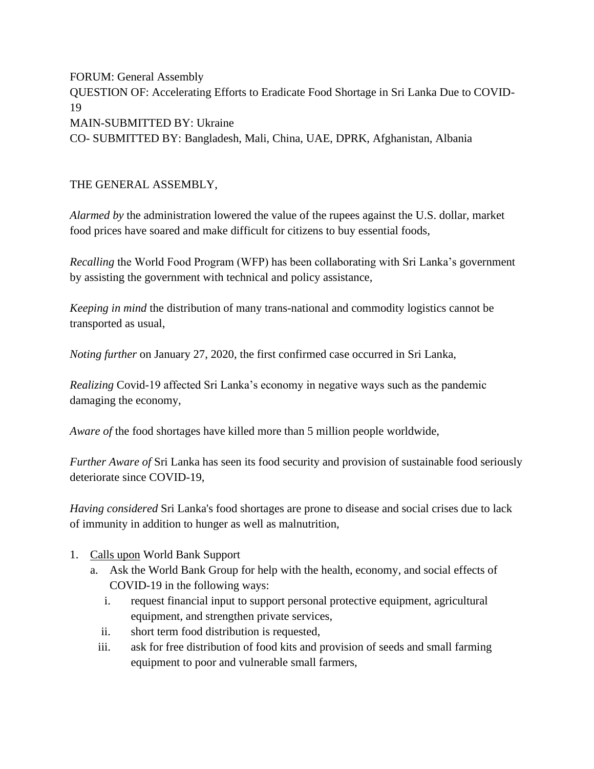FORUM: General Assembly
QUESTION OF: Accelerating Efforts to Eradicate Food Shortage in Sri Lanka Due to COVID-19
MAIN-SUBMITTED BY: Ukraine
CO- SUBMITTED BY: Bangladesh, Mali, China, UAE, DPRK, Afghanistan, Albania

THE GENERAL ASSEMBLY,

*Alarmed by* the administration lowered the value of the rupees against the U.S. dollar, market food prices have soared and make difficult for citizens to buy essential foods,

*Recalling* the World Food Program (WFP) has been collaborating with Sri Lanka's government by assisting the government with technical and policy assistance,

*Keeping in mind* the distribution of many trans-national and commodity logistics cannot be transported as usual,

*Noting further* on January 27, 2020, the first confirmed case occurred in Sri Lanka,

*Realizing* Covid-19 affected Sri Lanka's economy in negative ways such as the pandemic damaging the economy,

*Aware of* the food shortages have killed more than 5 million people worldwide,

*Further Aware of* Sri Lanka has seen its food security and provision of sustainable food seriously deteriorate since COVID-19,

*Having considered* Sri Lanka's food shortages are prone to disease and social crises due to lack of immunity in addition to hunger as well as malnutrition,

1. <u>Calls upon</u> World Bank Support
   a. Ask the World Bank Group for help with the health, economy, and social effects of COVID-19 in the following ways:
      i. request financial input to support personal protective equipment, agricultural equipment, and strengthen private services,
      ii. short term food distribution is requested,
      iii. ask for free distribution of food kits and provision of seeds and small farming equipment to poor and vulnerable small farmers,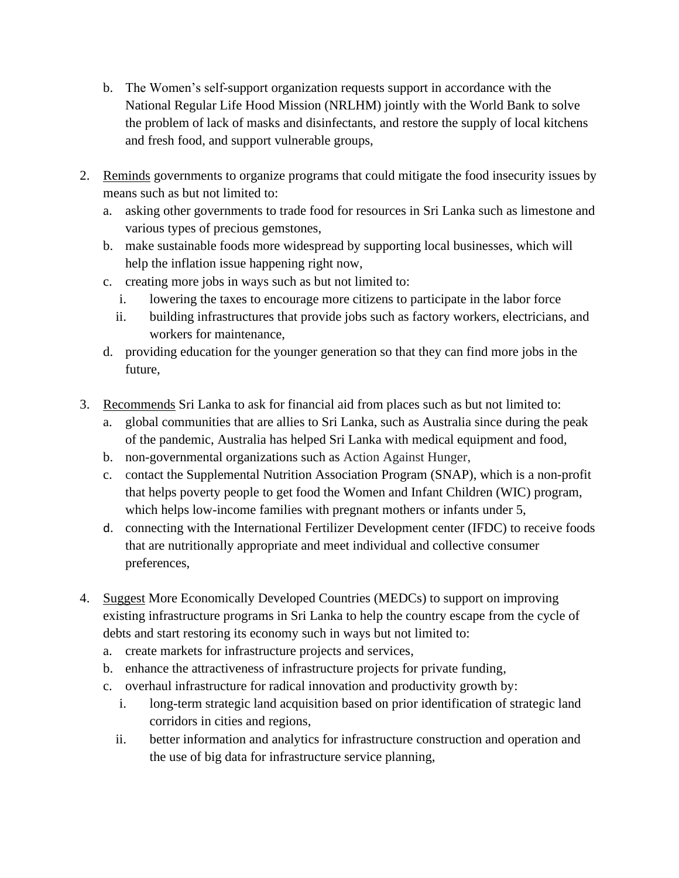b. The Women's self-support organization requests support in accordance with the National Regular Life Hood Mission (NRLHM) jointly with the World Bank to solve the problem of lack of masks and disinfectants, and restore the supply of local kitchens and fresh food, and support vulnerable groups,

2. <u>Reminds</u> governments to organize programs that could mitigate the food insecurity issues by means such as but not limited to:
   a. asking other governments to trade food for resources in Sri Lanka such as limestone and various types of precious gemstones,
   b. make sustainable foods more widespread by supporting local businesses, which will help the inflation issue happening right now,
   c. creating more jobs in ways such as but not limited to:
      i. lowering the taxes to encourage more citizens to participate in the labor force
      ii. building infrastructures that provide jobs such as factory workers, electricians, and workers for maintenance,
   d. providing education for the younger generation so that they can find more jobs in the future,

3. <u>Recommends</u> Sri Lanka to ask for financial aid from places such as but not limited to:
   a. global communities that are allies to Sri Lanka, such as Australia since during the peak of the pandemic, Australia has helped Sri Lanka with medical equipment and food,
   b. non-governmental organizations such as Action Against Hunger,
   c. contact the Supplemental Nutrition Association Program (SNAP), which is a non-profit that helps poverty people to get food the Women and Infant Children (WIC) program, which helps low-income families with pregnant mothers or infants under 5,
   d. connecting with the International Fertilizer Development center (IFDC) to receive foods that are nutritionally appropriate and meet individual and collective consumer preferences,

4. <u>Suggest</u> More Economically Developed Countries (MEDCs) to support on improving existing infrastructure programs in Sri Lanka to help the country escape from the cycle of debts and start restoring its economy such in ways but not limited to:
   a. create markets for infrastructure projects and services,
   b. enhance the attractiveness of infrastructure projects for private funding,
   c. overhaul infrastructure for radical innovation and productivity growth by:
      i. long-term strategic land acquisition based on prior identification of strategic land corridors in cities and regions,
      ii. better information and analytics for infrastructure construction and operation and the use of big data for infrastructure service planning,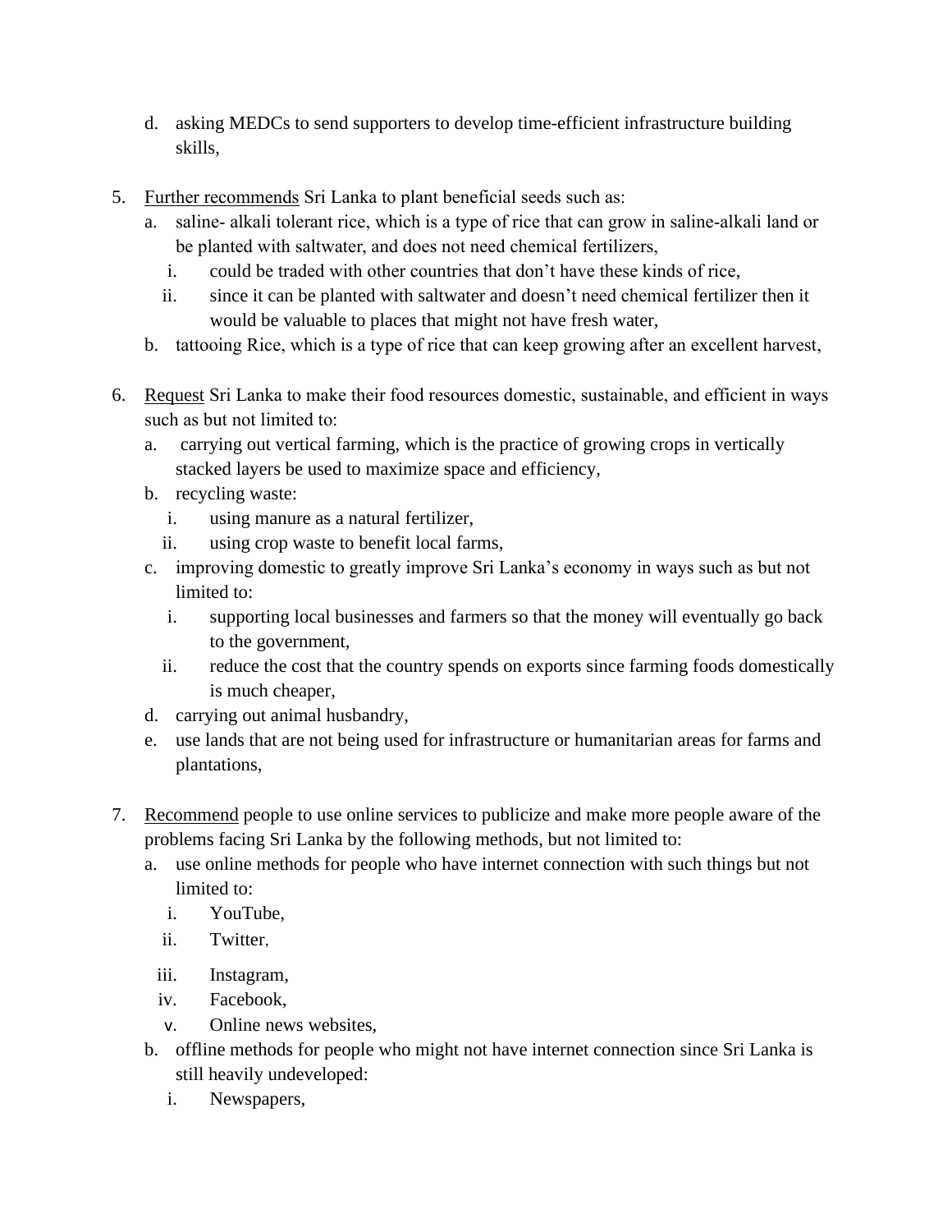d. asking MEDCs to send supporters to develop time-efficient infrastructure building skills,

5. <u>Further recommends</u> Sri Lanka to plant beneficial seeds such as:
   a. saline- alkali tolerant rice, which is a type of rice that can grow in saline-alkali land or be planted with saltwater, and does not need chemical fertilizers,
      i. could be traded with other countries that don't have these kinds of rice,
      ii. since it can be planted with saltwater and doesn't need chemical fertilizer then it would be valuable to places that might not have fresh water,
   b. tattooing Rice, which is a type of rice that can keep growing after an excellent harvest,

6. <u>Request</u> Sri Lanka to make their food resources domestic, sustainable, and efficient in ways such as but not limited to:
   a. carrying out vertical farming, which is the practice of growing crops in vertically stacked layers be used to maximize space and efficiency,
   b. recycling waste:
      i. using manure as a natural fertilizer,
      ii. using crop waste to benefit local farms,
   c. improving domestic to greatly improve Sri Lanka's economy in ways such as but not limited to:
      i. supporting local businesses and farmers so that the money will eventually go back to the government,
      ii. reduce the cost that the country spends on exports since farming foods domestically is much cheaper,
   d. carrying out animal husbandry,
   e. use lands that are not being used for infrastructure or humanitarian areas for farms and plantations,

7. <u>Recommend</u> people to use online services to publicize and make more people aware of the problems facing Sri Lanka by the following methods, but not limited to:
   a. use online methods for people who have internet connection with such things but not limited to:
      i. YouTube,
      ii. Twitter,
      iii. Instagram,
      iv. Facebook,
      v. Online news websites,
   b. offline methods for people who might not have internet connection since Sri Lanka is still heavily undeveloped:
      i. Newspapers,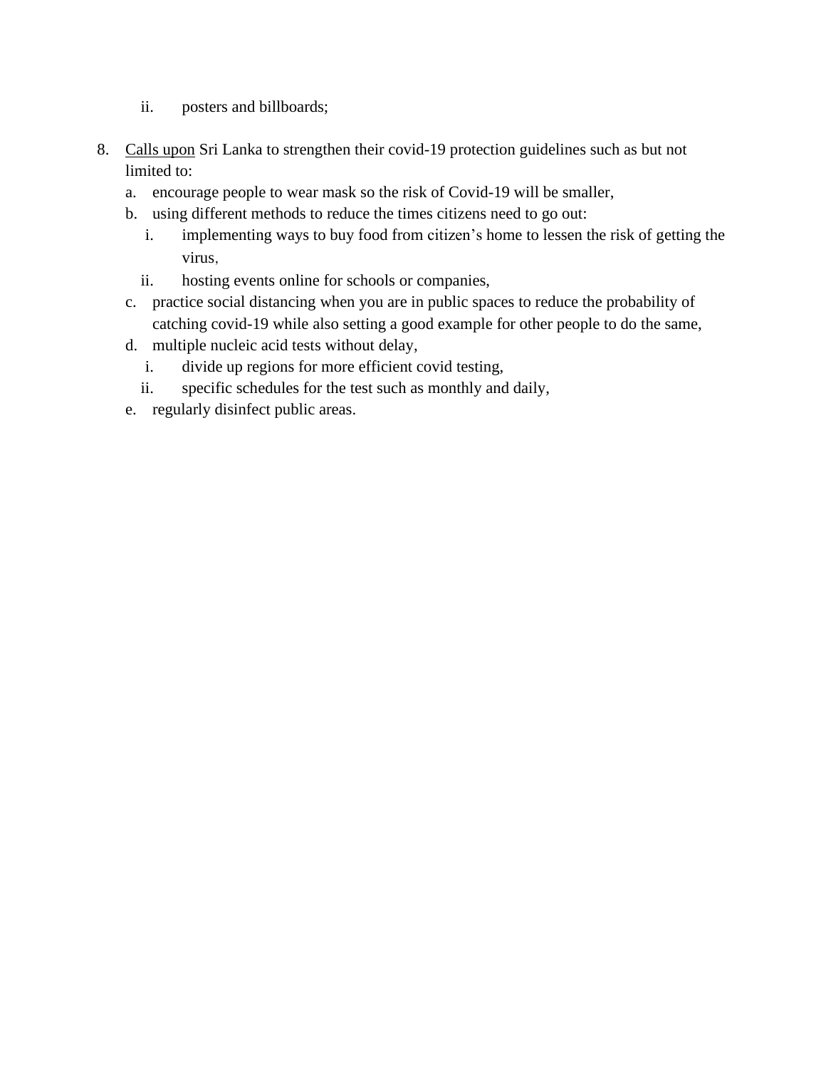ii. posters and billboards;

8. <u>Calls upon</u> Sri Lanka to strengthen their covid-19 protection guidelines such as but not limited to:
   a. encourage people to wear mask so the risk of Covid-19 will be smaller,
   b. using different methods to reduce the times citizens need to go out:
      i. implementing ways to buy food from citizen's home to lessen the risk of getting the virus,
      ii. hosting events online for schools or companies,
   c. practice social distancing when you are in public spaces to reduce the probability of catching covid-19 while also setting a good example for other people to do the same,
   d. multiple nucleic acid tests without delay,
      i. divide up regions for more efficient covid testing,
      ii. specific schedules for the test such as monthly and daily,
   e. regularly disinfect public areas.